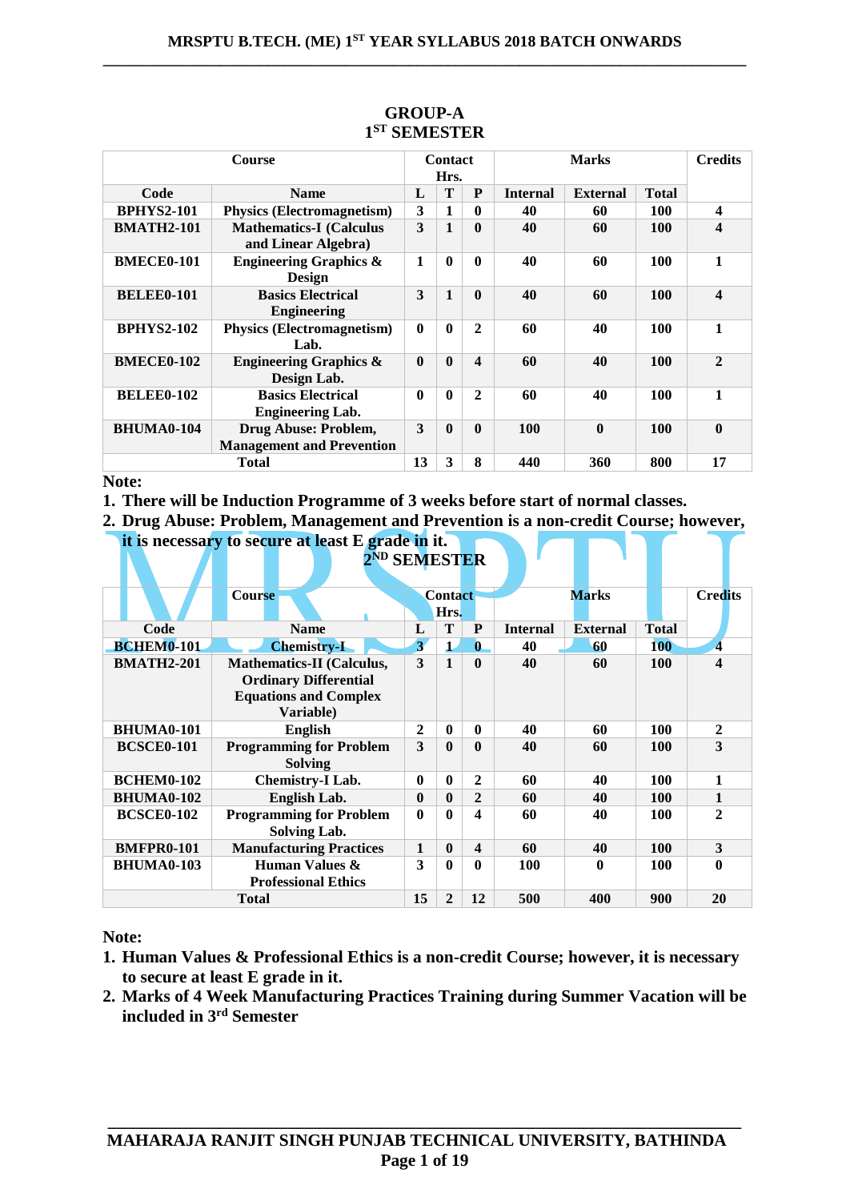## GROUP-A

### 1ST SEMESTER

| Course | | Contact Hrs. | | | Marks | | | Credits |
|---|---|---|---|---|---|---|---|---|
| Code | Name | L | T | P | Internal | External | Total | |
| BPHYS2-101 | Physics (Electromagnetism) | 3 | 1 | 0 | 40 | 60 | 100 | 4 |
| BMATH2-101 | Mathematics-I (Calculus and Linear Algebra) | 3 | 1 | 0 | 40 | 60 | 100 | 4 |
| BMECE0-101 | Engineering Graphics & Design | 1 | 0 | 0 | 40 | 60 | 100 | 1 |
| BELEE0-101 | Basics Electrical Engineering | 3 | 1 | 0 | 40 | 60 | 100 | 4 |
| BPHYS2-102 | Physics (Electromagnetism) Lab. | 0 | 0 | 2 | 60 | 40 | 100 | 1 |
| BMECE0-102 | Engineering Graphics & Design Lab. | 0 | 0 | 4 | 60 | 40 | 100 | 2 |
| BELEE0-102 | Basics Electrical Engineering Lab. | 0 | 0 | 2 | 60 | 40 | 100 | 1 |
| BHUMA0-104 | Drug Abuse: Problem, Management and Prevention | 3 | 0 | 0 | 100 | 0 | 100 | 0 |
| Total | | 13 | 3 | 8 | 440 | 360 | 800 | 17 |

**Note:**

1. **There will be Induction Programme of 3 weeks before start of normal classes.**
2. **Drug Abuse: Problem, Management and Prevention is a non-credit Course; however, it is necessary to secure at least E grade in it.**

### 2ND SEMESTER

| Course | | Contact Hrs. | | | Marks | | | Credits |
|---|---|---|---|---|---|---|---|---|
| Code | Name | L | T | P | Internal | External | Total | |
| BCHEM0-101 | Chemistry-I | 3 | 1 | 0 | 40 | 60 | 100 | 4 |
| BMATH2-201 | Mathematics-II (Calculus, Ordinary Differential Equations and Complex Variable) | 3 | 1 | 0 | 40 | 60 | 100 | 4 |
| BHUMA0-101 | English | 2 | 0 | 0 | 40 | 60 | 100 | 2 |
| BCSCE0-101 | Programming for Problem Solving | 3 | 0 | 0 | 40 | 60 | 100 | 3 |
| BCHEM0-102 | Chemistry-I Lab. | 0 | 0 | 2 | 60 | 40 | 100 | 1 |
| BHUMA0-102 | English Lab. | 0 | 0 | 2 | 60 | 40 | 100 | 1 |
| BCSCE0-102 | Programming for Problem Solving Lab. | 0 | 0 | 4 | 60 | 40 | 100 | 2 |
| BMFPR0-101 | Manufacturing Practices | 1 | 0 | 4 | 60 | 40 | 100 | 3 |
| BHUMA0-103 | Human Values & Professional Ethics | 3 | 0 | 0 | 100 | 0 | 100 | 0 |
| Total | | 15 | 2 | 12 | 500 | 400 | 900 | 20 |

**Note:**

1. **Human Values & Professional Ethics is a non-credit Course; however, it is necessary to secure at least E grade in it.**
2. **Marks of 4 Week Manufacturing Practices Training during Summer Vacation will be included in 3rd Semester**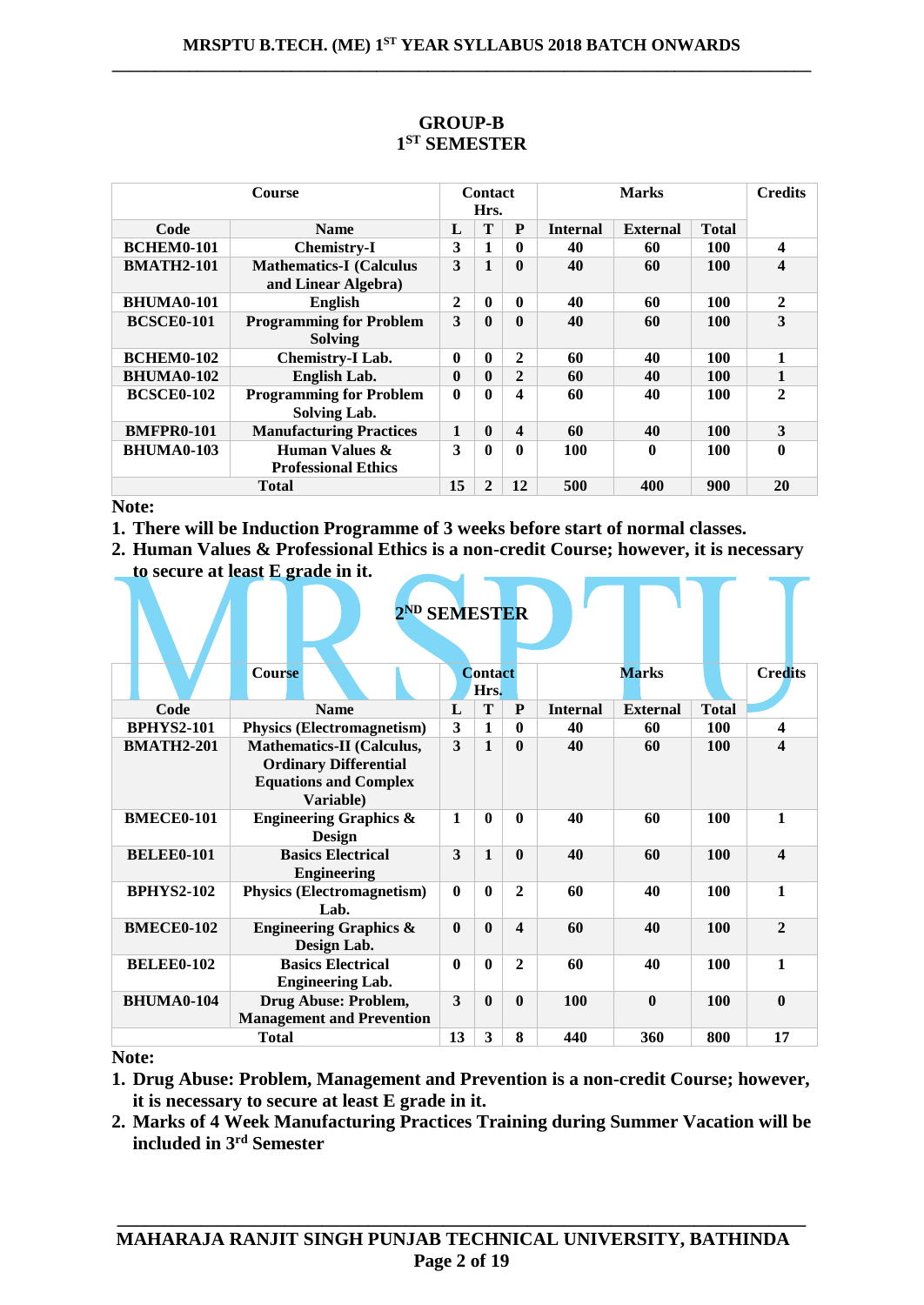## GROUP-B
## 1ST SEMESTER

| Course | | Contact Hrs. | | | Marks | | | Credits |
|---|---|---|---|---|---|---|---|---|
| Code | Name | L | T | P | Internal | External | Total | |
| BCHEM0-101 | Chemistry-I | 3 | 1 | 0 | 40 | 60 | 100 | 4 |
| BMATH2-101 | Mathematics-I (Calculus and Linear Algebra) | 3 | 1 | 0 | 40 | 60 | 100 | 4 |
| BHUMA0-101 | English | 2 | 0 | 0 | 40 | 60 | 100 | 2 |
| BCSCE0-101 | Programming for Problem Solving | 3 | 0 | 0 | 40 | 60 | 100 | 3 |
| BCHEM0-102 | Chemistry-I Lab. | 0 | 0 | 2 | 60 | 40 | 100 | 1 |
| BHUMA0-102 | English Lab. | 0 | 0 | 2 | 60 | 40 | 100 | 1 |
| BCSCE0-102 | Programming for Problem Solving Lab. | 0 | 0 | 4 | 60 | 40 | 100 | 2 |
| BMFPR0-101 | Manufacturing Practices | 1 | 0 | 4 | 60 | 40 | 100 | 3 |
| BHUMA0-103 | Human Values & Professional Ethics | 3 | 0 | 0 | 100 | 0 | 100 | 0 |
| Total | | 15 | 2 | 12 | 500 | 400 | 900 | 20 |

**Note:**

1. **There will be Induction Programme of 3 weeks before start of normal classes.**
2. **Human Values & Professional Ethics is a non-credit Course; however, it is necessary to secure at least E grade in it.**

## 2ND SEMESTER

| Course | | Contact Hrs. | | | Marks | | | Credits |
|---|---|---|---|---|---|---|---|---|
| Code | Name | L | T | P | Internal | External | Total | |
| BPHYS2-101 | Physics (Electromagnetism) | 3 | 1 | 0 | 40 | 60 | 100 | 4 |
| BMATH2-201 | Mathematics-II (Calculus, Ordinary Differential Equations and Complex Variable) | 3 | 1 | 0 | 40 | 60 | 100 | 4 |
| BMECE0-101 | Engineering Graphics & Design | 1 | 0 | 0 | 40 | 60 | 100 | 1 |
| BELEE0-101 | Basics Electrical Engineering | 3 | 1 | 0 | 40 | 60 | 100 | 4 |
| BPHYS2-102 | Physics (Electromagnetism) Lab. | 0 | 0 | 2 | 60 | 40 | 100 | 1 |
| BMECE0-102 | Engineering Graphics & Design Lab. | 0 | 0 | 4 | 60 | 40 | 100 | 2 |
| BELEE0-102 | Basics Electrical Engineering Lab. | 0 | 0 | 2 | 60 | 40 | 100 | 1 |
| BHUMA0-104 | Drug Abuse: Problem, Management and Prevention | 3 | 0 | 0 | 100 | 0 | 100 | 0 |
| Total | | 13 | 3 | 8 | 440 | 360 | 800 | 17 |

**Note:**

1. **Drug Abuse: Problem, Management and Prevention is a non-credit Course; however, it is necessary to secure at least E grade in it.**
2. **Marks of 4 Week Manufacturing Practices Training during Summer Vacation will be included in 3rd Semester**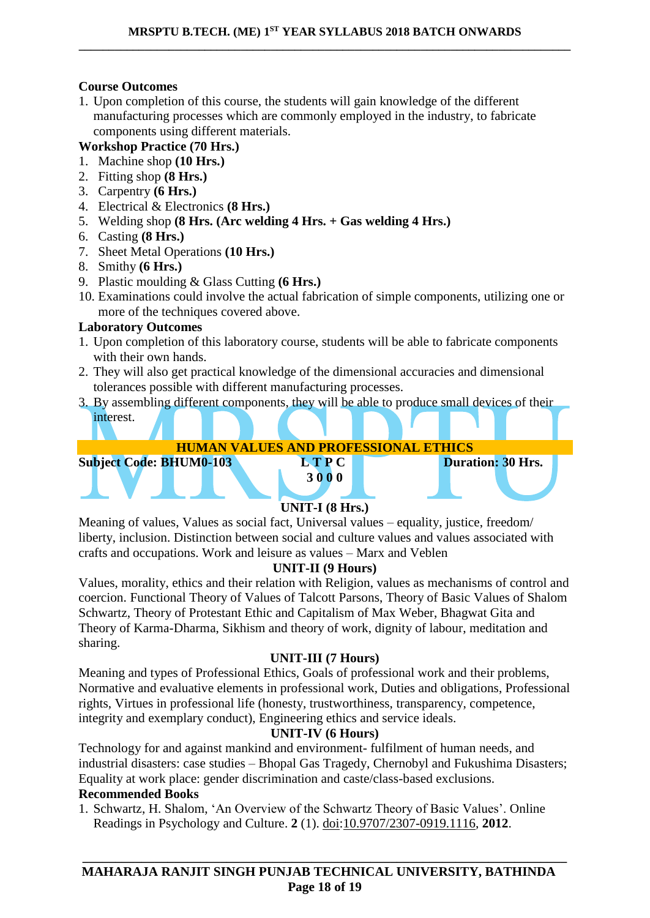**Course Outcomes**

1. Upon completion of this course, the students will gain knowledge of the different manufacturing processes which are commonly employed in the industry, to fabricate components using different materials.

**Workshop Practice (70 Hrs.)**

1. Machine shop **(10 Hrs.)**
2. Fitting shop **(8 Hrs.)**
3. Carpentry **(6 Hrs.)**
4. Electrical & Electronics **(8 Hrs.)**
5. Welding shop **(8 Hrs. (Arc welding 4 Hrs. + Gas welding 4 Hrs.)**
6. Casting **(8 Hrs.)**
7. Sheet Metal Operations **(10 Hrs.)**
8. Smithy **(6 Hrs.)**
9. Plastic moulding & Glass Cutting **(6 Hrs.)**
10. Examinations could involve the actual fabrication of simple components, utilizing one or more of the techniques covered above.

**Laboratory Outcomes**

1. Upon completion of this laboratory course, students will be able to fabricate components with their own hands.
2. They will also get practical knowledge of the dimensional accuracies and dimensional tolerances possible with different manufacturing processes.
3. By assembling different components, they will be able to produce small devices of their interest.

## HUMAN VALUES AND PROFESSIONAL ETHICS

**Subject Code: BHUM0-103** **L T P C** **Duration: 30 Hrs.**
**3 0 0 0**

### UNIT-I (8 Hrs.)

Meaning of values, Values as social fact, Universal values – equality, justice, freedom/ liberty, inclusion. Distinction between social and culture values and values associated with crafts and occupations. Work and leisure as values – Marx and Veblen

### UNIT-II (9 Hours)

Values, morality, ethics and their relation with Religion, values as mechanisms of control and coercion. Functional Theory of Values of Talcott Parsons, Theory of Basic Values of Shalom Schwartz, Theory of Protestant Ethic and Capitalism of Max Weber, Bhagwat Gita and Theory of Karma-Dharma, Sikhism and theory of work, dignity of labour, meditation and sharing.

### UNIT-III (7 Hours)

Meaning and types of Professional Ethics, Goals of professional work and their problems, Normative and evaluative elements in professional work, Duties and obligations, Professional rights, Virtues in professional life (honesty, trustworthiness, transparency, competence, integrity and exemplary conduct), Engineering ethics and service ideals.

### UNIT-IV (6 Hours)

Technology for and against mankind and environment- fulfilment of human needs, and industrial disasters: case studies – Bhopal Gas Tragedy, Chernobyl and Fukushima Disasters; Equality at work place: gender discrimination and caste/class-based exclusions.

**Recommended Books**

1. Schwartz, H. Shalom, 'An Overview of the Schwartz Theory of Basic Values'. Online Readings in Psychology and Culture. **2** (1). doi:10.9707/2307-0919.1116, **2012**.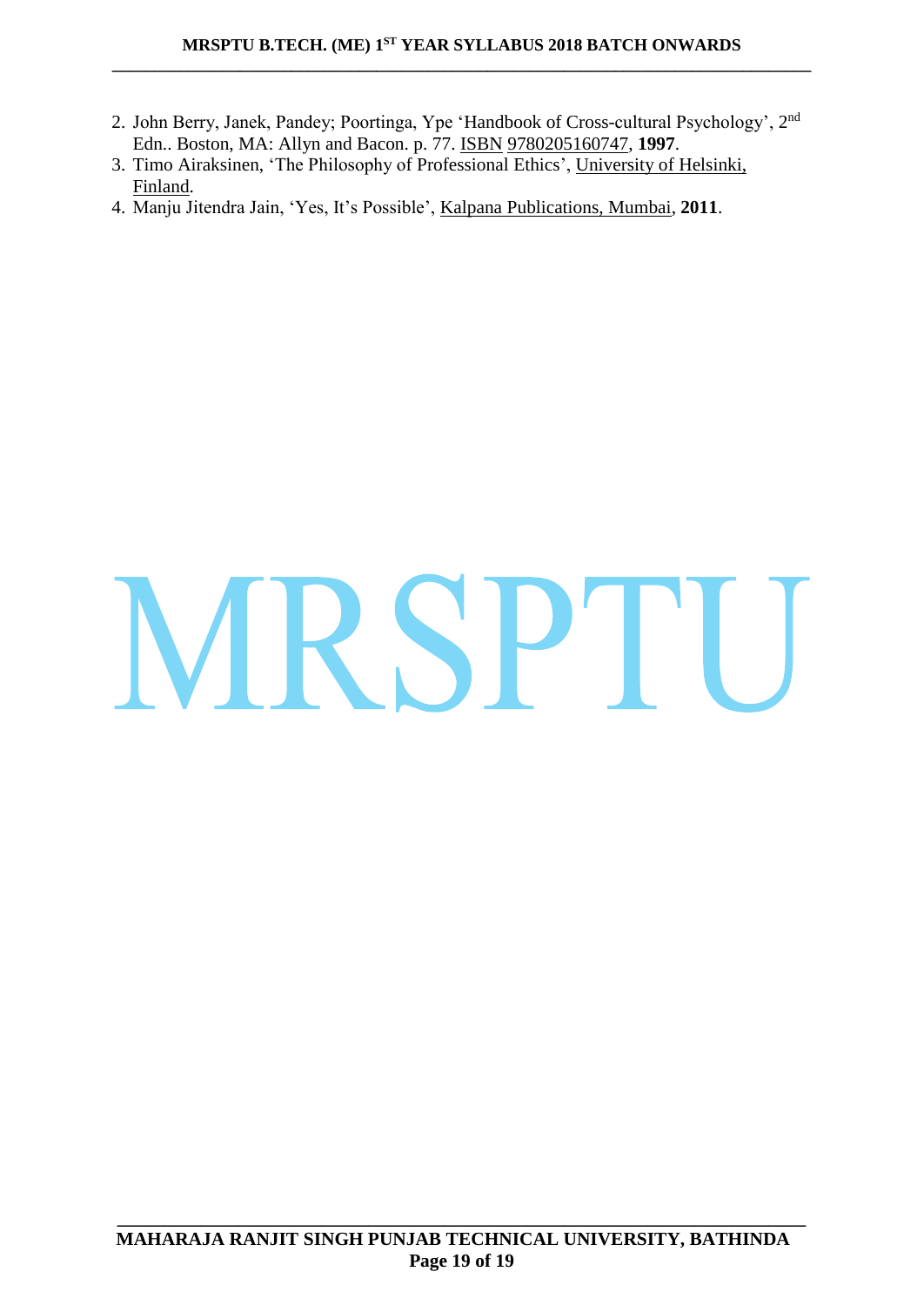2. John Berry, Janek, Pandey; Poortinga, Ype 'Handbook of Cross-cultural Psychology', 2nd Edn.. Boston, MA: Allyn and Bacon. p. 77. ISBN 9780205160747, **1997**.
3. Timo Airaksinen, 'The Philosophy of Professional Ethics', University of Helsinki, Finland.
4. Manju Jitendra Jain, 'Yes, It's Possible', Kalpana Publications, Mumbai, **2011**.